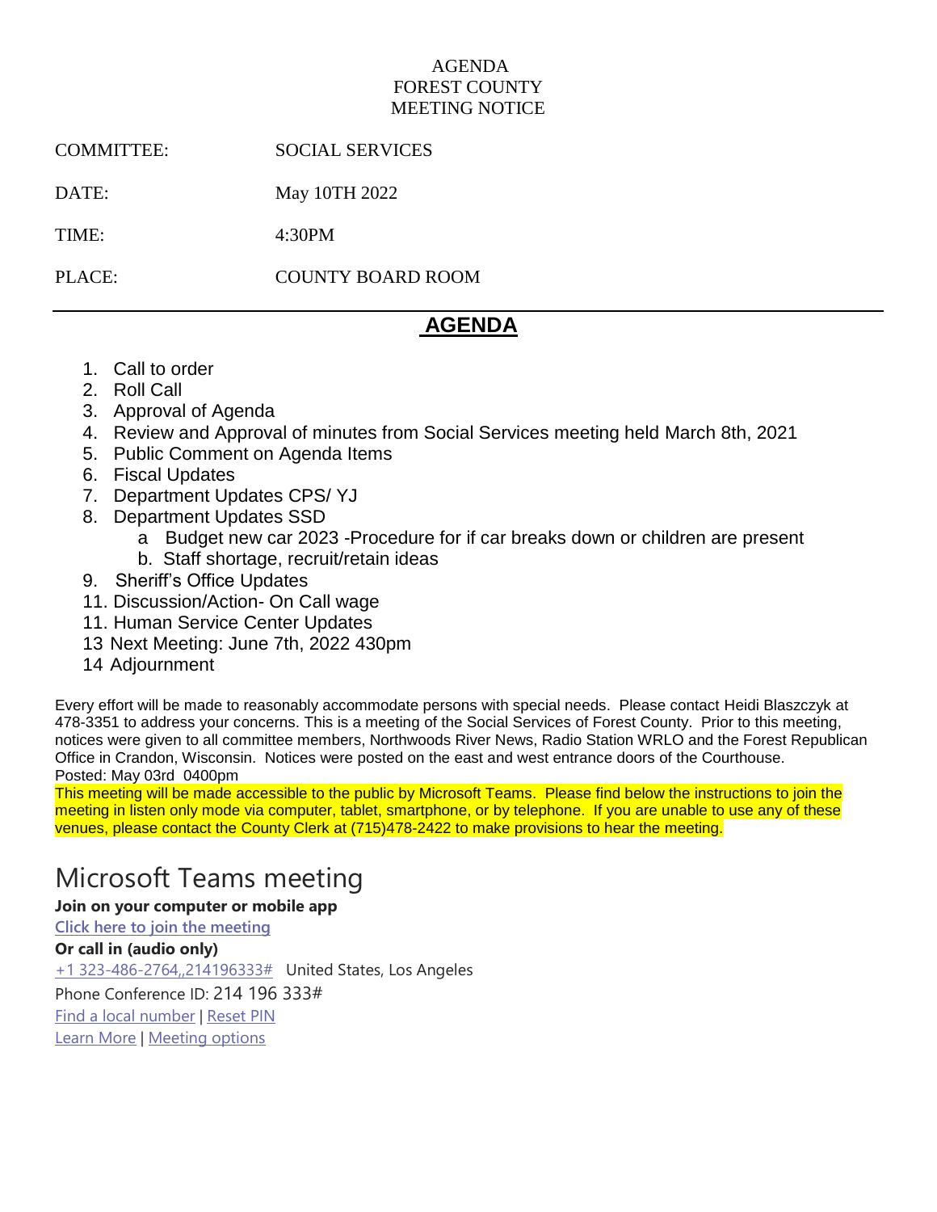AGENDA
FOREST COUNTY
MEETING NOTICE

COMMITTEE: SOCIAL SERVICES

DATE: May 10TH 2022

TIME: 4:30PM

PLACE: COUNTY BOARD ROOM

---

## AGENDA

1. Call to order
2. Roll Call
3. Approval of Agenda
4. Review and Approval of minutes from Social Services meeting held March 8th, 2021
5. Public Comment on Agenda Items
6. Fiscal Updates
7. Department Updates CPS/ YJ
8. Department Updates SSD
    a Budget new car 2023 -Procedure for if car breaks down or children are present
    b. Staff shortage, recruit/retain ideas
9. Sheriff's Office Updates
11. Discussion/Action- On Call wage
11. Human Service Center Updates
13 Next Meeting: June 7th, 2022 430pm
14 Adjournment

Every effort will be made to reasonably accommodate persons with special needs. Please contact Heidi Blaszczyk at 478-3351 to address your concerns. This is a meeting of the Social Services of Forest County. Prior to this meeting, notices were given to all committee members, Northwoods River News, Radio Station WRLO and the Forest Republican Office in Crandon, Wisconsin. Notices were posted on the east and west entrance doors of the Courthouse.
Posted: May 03rd 0400pm
This meeting will be made accessible to the public by Microsoft Teams. Please find below the instructions to join the meeting in listen only mode via computer, tablet, smartphone, or by telephone. If you are unable to use any of these venues, please contact the County Clerk at (715)478-2422 to make provisions to hear the meeting.

# Microsoft Teams meeting

**Join on your computer or mobile app**

Click here to join the meeting

**Or call in (audio only)**

+1 323-486-2764,,214196333# United States, Los Angeles

Phone Conference ID: 214 196 333#

Find a local number | Reset PIN

Learn More | Meeting options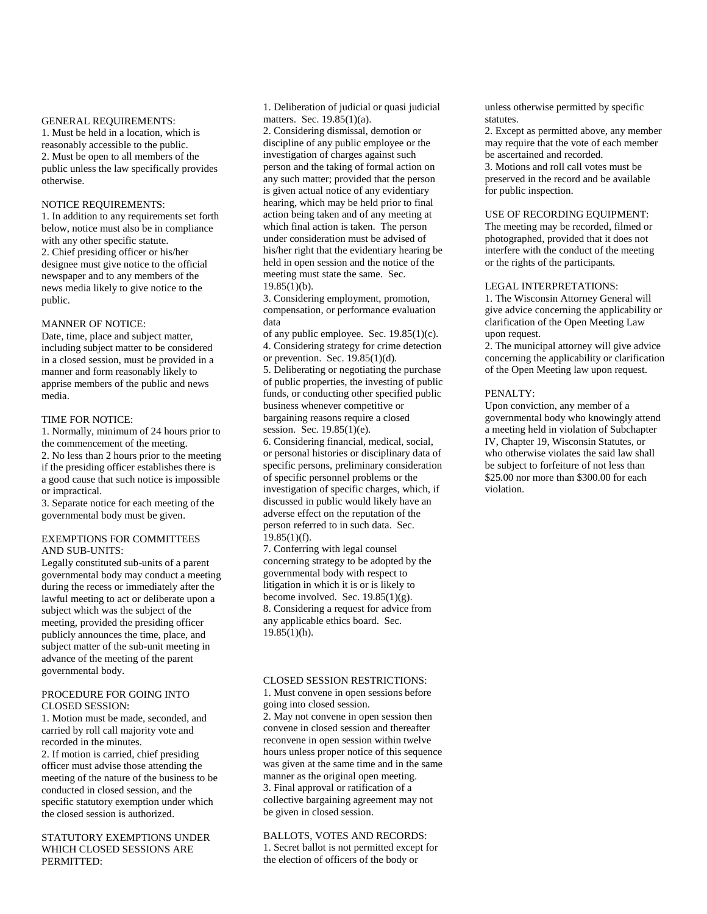GENERAL REQUIREMENTS:

1. Must be held in a location, which is reasonably accessible to the public.
2. Must be open to all members of the public unless the law specifically provides otherwise.

NOTICE REQUIREMENTS:

1. In addition to any requirements set forth below, notice must also be in compliance with any other specific statute.
2. Chief presiding officer or his/her designee must give notice to the official newspaper and to any members of the news media likely to give notice to the public.

MANNER OF NOTICE:

Date, time, place and subject matter, including subject matter to be considered in a closed session, must be provided in a manner and form reasonably likely to apprise members of the public and news media.

TIME FOR NOTICE:

1. Normally, minimum of 24 hours prior to the commencement of the meeting.
2. No less than 2 hours prior to the meeting if the presiding officer establishes there is a good cause that such notice is impossible or impractical.
3. Separate notice for each meeting of the governmental body must be given.

EXEMPTIONS FOR COMMITTEES AND SUB-UNITS:

Legally constituted sub-units of a parent governmental body may conduct a meeting during the recess or immediately after the lawful meeting to act or deliberate upon a subject which was the subject of the meeting, provided the presiding officer publicly announces the time, place, and subject matter of the sub-unit meeting in advance of the meeting of the parent governmental body.

PROCEDURE FOR GOING INTO CLOSED SESSION:

1. Motion must be made, seconded, and carried by roll call majority vote and recorded in the minutes.
2. If motion is carried, chief presiding officer must advise those attending the meeting of the nature of the business to be conducted in closed session, and the specific statutory exemption under which the closed session is authorized.

STATUTORY EXEMPTIONS UNDER WHICH CLOSED SESSIONS ARE PERMITTED:

1. Deliberation of judicial or quasi judicial matters. Sec. 19.85(1)(a).
2. Considering dismissal, demotion or discipline of any public employee or the investigation of charges against such person and the taking of formal action on any such matter; provided that the person is given actual notice of any evidentiary hearing, which may be held prior to final action being taken and of any meeting at which final action is taken. The person under consideration must be advised of his/her right that the evidentiary hearing be held in open session and the notice of the meeting must state the same. Sec. 19.85(1)(b).
3. Considering employment, promotion, compensation, or performance evaluation data of any public employee. Sec. 19.85(1)(c).
4. Considering strategy for crime detection or prevention. Sec. 19.85(1)(d).
5. Deliberating or negotiating the purchase of public properties, the investing of public funds, or conducting other specified public business whenever competitive or bargaining reasons require a closed session. Sec. 19.85(1)(e).
6. Considering financial, medical, social, or personal histories or disciplinary data of specific persons, preliminary consideration of specific personnel problems or the investigation of specific charges, which, if discussed in public would likely have an adverse effect on the reputation of the person referred to in such data. Sec. 19.85(1)(f).
7. Conferring with legal counsel concerning strategy to be adopted by the governmental body with respect to litigation in which it is or is likely to become involved. Sec. 19.85(1)(g).
8. Considering a request for advice from any applicable ethics board. Sec. 19.85(1)(h).

CLOSED SESSION RESTRICTIONS:

1. Must convene in open sessions before going into closed session.
2. May not convene in open session then convene in closed session and thereafter reconvene in open session within twelve hours unless proper notice of this sequence was given at the same time and in the same manner as the original open meeting.
3. Final approval or ratification of a collective bargaining agreement may not be given in closed session.

BALLOTS, VOTES AND RECORDS:

1. Secret ballot is not permitted except for the election of officers of the body or unless otherwise permitted by specific statutes.
2. Except as permitted above, any member may require that the vote of each member be ascertained and recorded.
3. Motions and roll call votes must be preserved in the record and be available for public inspection.

USE OF RECORDING EQUIPMENT:

The meeting may be recorded, filmed or photographed, provided that it does not interfere with the conduct of the meeting or the rights of the participants.

LEGAL INTERPRETATIONS:

1. The Wisconsin Attorney General will give advice concerning the applicability or clarification of the Open Meeting Law upon request.
2. The municipal attorney will give advice concerning the applicability or clarification of the Open Meeting law upon request.

PENALTY:

Upon conviction, any member of a governmental body who knowingly attend a meeting held in violation of Subchapter IV, Chapter 19, Wisconsin Statutes, or who otherwise violates the said law shall be subject to forfeiture of not less than $25.00 nor more than $300.00 for each violation.